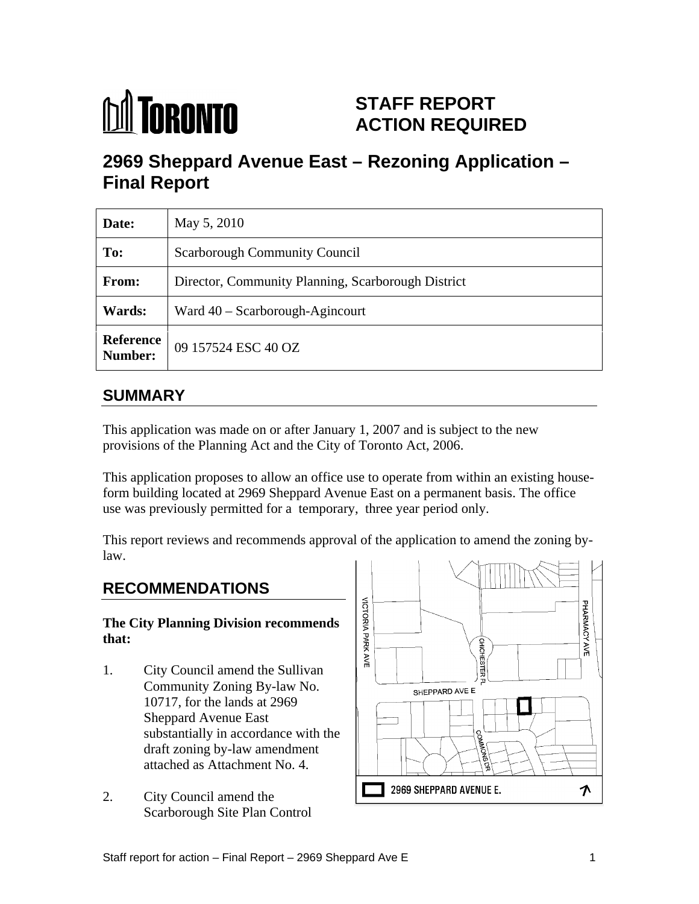# STAFF REPORT ACTION REQUIRED

# 2969 Sheppard Avenue East – Rezoning Application – Final Report

| Date: | May 5, 2010 |
|---|---|
| To: | Scarborough Community Council |
| From: | Director, Community Planning, Scarborough District |
| Wards: | Ward 40 – Scarborough-Agincourt |
| Reference Number: | 09 157524 ESC 40 OZ |

## SUMMARY

This application was made on or after January 1, 2007 and is subject to the new provisions of the Planning Act and the City of Toronto Act, 2006.

This application proposes to allow an office use to operate from within an existing house-form building located at 2969 Sheppard Avenue East on a permanent basis. The office use was previously permitted for a temporary, three year period only.

This report reviews and recommends approval of the application to amend the zoning by-law.

## RECOMMENDATIONS

**The City Planning Division recommends that:**

1. City Council amend the Sullivan Community Zoning By-law No. 10717, for the lands at 2969 Sheppard Avenue East substantially in accordance with the draft zoning by-law amendment attached as Attachment No. 4.

2. City Council amend the Scarborough Site Plan Control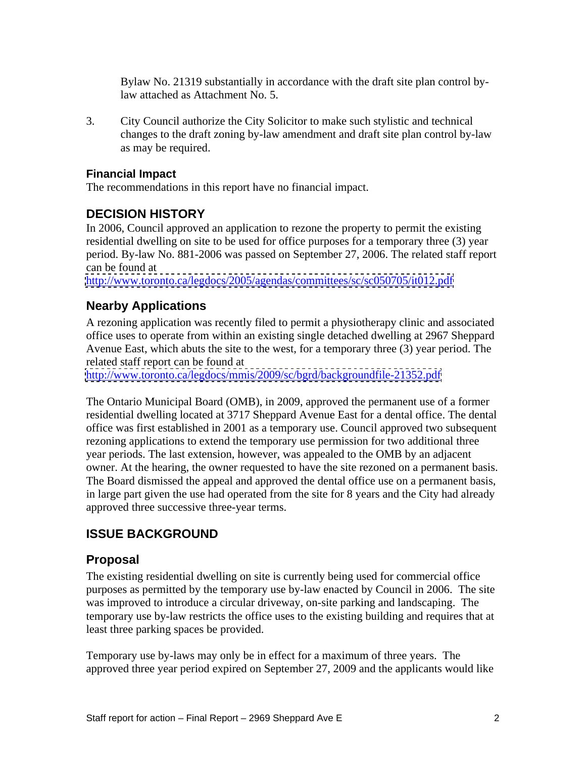Bylaw No. 21319 substantially in accordance with the draft site plan control by-law attached as Attachment No. 5.

3. City Council authorize the City Solicitor to make such stylistic and technical changes to the draft zoning by-law amendment and draft site plan control by-law as may be required.

### Financial Impact

The recommendations in this report have no financial impact.

## DECISION HISTORY

In 2006, Council approved an application to rezone the property to permit the existing residential dwelling on site to be used for office purposes for a temporary three (3) year period. By-law No. 881-2006 was passed on September 27, 2006. The related staff report can be found at http://www.toronto.ca/legdocs/2005/agendas/committees/sc/sc050705/it012.pdf

## Nearby Applications

A rezoning application was recently filed to permit a physiotherapy clinic and associated office uses to operate from within an existing single detached dwelling at 2967 Sheppard Avenue East, which abuts the site to the west, for a temporary three (3) year period. The related staff report can be found at http://www.toronto.ca/legdocs/mmis/2009/sc/bgrd/backgroundfile-21352.pdf

The Ontario Municipal Board (OMB), in 2009, approved the permanent use of a former residential dwelling located at 3717 Sheppard Avenue East for a dental office. The dental office was first established in 2001 as a temporary use. Council approved two subsequent rezoning applications to extend the temporary use permission for two additional three year periods. The last extension, however, was appealed to the OMB by an adjacent owner. At the hearing, the owner requested to have the site rezoned on a permanent basis. The Board dismissed the appeal and approved the dental office use on a permanent basis, in large part given the use had operated from the site for 8 years and the City had already approved three successive three-year terms.

## ISSUE BACKGROUND

## Proposal

The existing residential dwelling on site is currently being used for commercial office purposes as permitted by the temporary use by-law enacted by Council in 2006. The site was improved to introduce a circular driveway, on-site parking and landscaping. The temporary use by-law restricts the office uses to the existing building and requires that at least three parking spaces be provided.

Temporary use by-laws may only be in effect for a maximum of three years. The approved three year period expired on September 27, 2009 and the applicants would like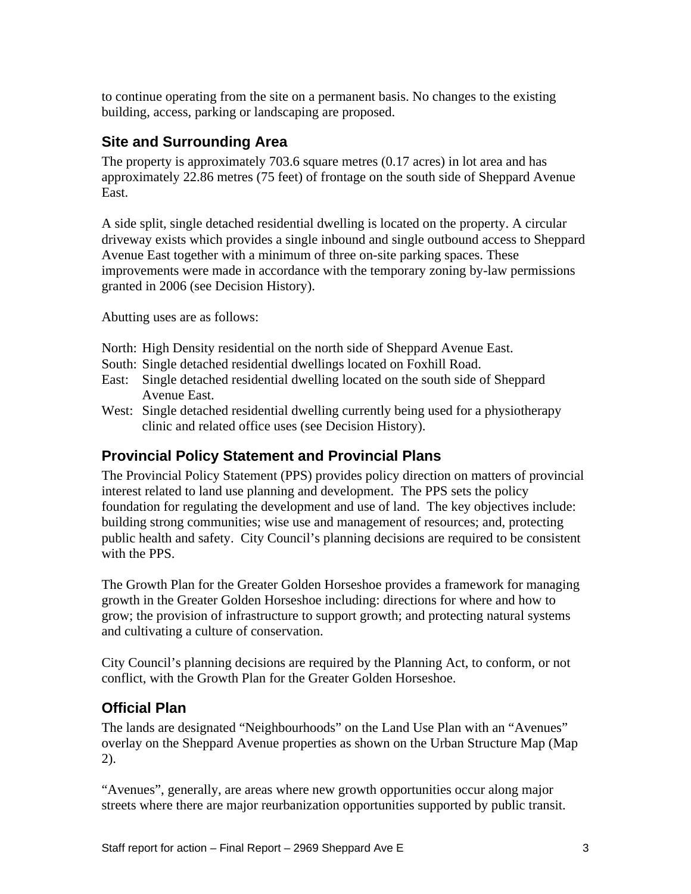to continue operating from the site on a permanent basis. No changes to the existing building, access, parking or landscaping are proposed.

## Site and Surrounding Area

The property is approximately 703.6 square metres (0.17 acres) in lot area and has approximately 22.86 metres (75 feet) of frontage on the south side of Sheppard Avenue East.

A side split, single detached residential dwelling is located on the property. A circular driveway exists which provides a single inbound and single outbound access to Sheppard Avenue East together with a minimum of three on-site parking spaces. These improvements were made in accordance with the temporary zoning by-law permissions granted in 2006 (see Decision History).

Abutting uses are as follows:

North: High Density residential on the north side of Sheppard Avenue East.
South: Single detached residential dwellings located on Foxhill Road.
East: Single detached residential dwelling located on the south side of Sheppard Avenue East.
West: Single detached residential dwelling currently being used for a physiotherapy clinic and related office uses (see Decision History).

## Provincial Policy Statement and Provincial Plans

The Provincial Policy Statement (PPS) provides policy direction on matters of provincial interest related to land use planning and development. The PPS sets the policy foundation for regulating the development and use of land. The key objectives include: building strong communities; wise use and management of resources; and, protecting public health and safety. City Council's planning decisions are required to be consistent with the PPS.

The Growth Plan for the Greater Golden Horseshoe provides a framework for managing growth in the Greater Golden Horseshoe including: directions for where and how to grow; the provision of infrastructure to support growth; and protecting natural systems and cultivating a culture of conservation.

City Council's planning decisions are required by the Planning Act, to conform, or not conflict, with the Growth Plan for the Greater Golden Horseshoe.

## Official Plan

The lands are designated "Neighbourhoods" on the Land Use Plan with an "Avenues" overlay on the Sheppard Avenue properties as shown on the Urban Structure Map (Map 2).

"Avenues", generally, are areas where new growth opportunities occur along major streets where there are major reurbanization opportunities supported by public transit.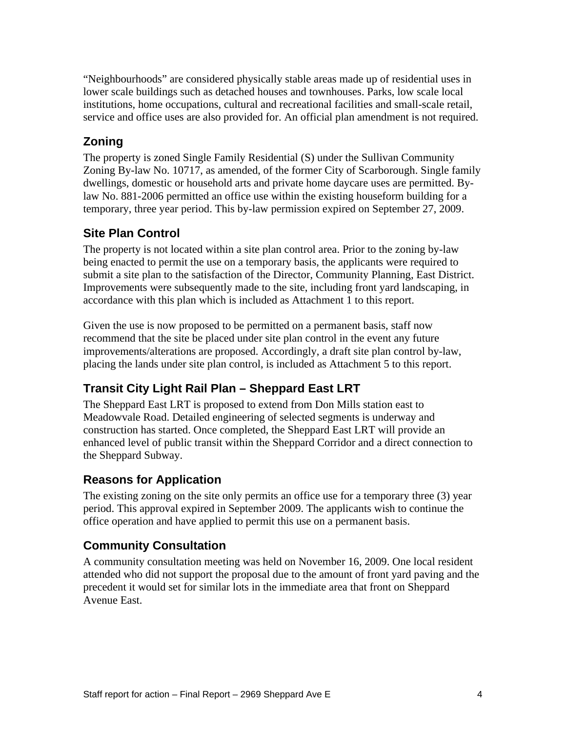“Neighbourhoods” are considered physically stable areas made up of residential uses in lower scale buildings such as detached houses and townhouses. Parks, low scale local institutions, home occupations, cultural and recreational facilities and small-scale retail, service and office uses are also provided for. An official plan amendment is not required.

## Zoning

The property is zoned Single Family Residential (S) under the Sullivan Community Zoning By-law No. 10717, as amended, of the former City of Scarborough. Single family dwellings, domestic or household arts and private home daycare uses are permitted. By-law No. 881-2006 permitted an office use within the existing houseform building for a temporary, three year period. This by-law permission expired on September 27, 2009.

## Site Plan Control

The property is not located within a site plan control area. Prior to the zoning by-law being enacted to permit the use on a temporary basis, the applicants were required to submit a site plan to the satisfaction of the Director, Community Planning, East District. Improvements were subsequently made to the site, including front yard landscaping, in accordance with this plan which is included as Attachment 1 to this report.

Given the use is now proposed to be permitted on a permanent basis, staff now recommend that the site be placed under site plan control in the event any future improvements/alterations are proposed. Accordingly, a draft site plan control by-law, placing the lands under site plan control, is included as Attachment 5 to this report.

## Transit City Light Rail Plan – Sheppard East LRT

The Sheppard East LRT is proposed to extend from Don Mills station east to Meadowvale Road. Detailed engineering of selected segments is underway and construction has started. Once completed, the Sheppard East LRT will provide an enhanced level of public transit within the Sheppard Corridor and a direct connection to the Sheppard Subway.

## Reasons for Application

The existing zoning on the site only permits an office use for a temporary three (3) year period. This approval expired in September 2009. The applicants wish to continue the office operation and have applied to permit this use on a permanent basis.

## Community Consultation

A community consultation meeting was held on November 16, 2009. One local resident attended who did not support the proposal due to the amount of front yard paving and the precedent it would set for similar lots in the immediate area that front on Sheppard Avenue East.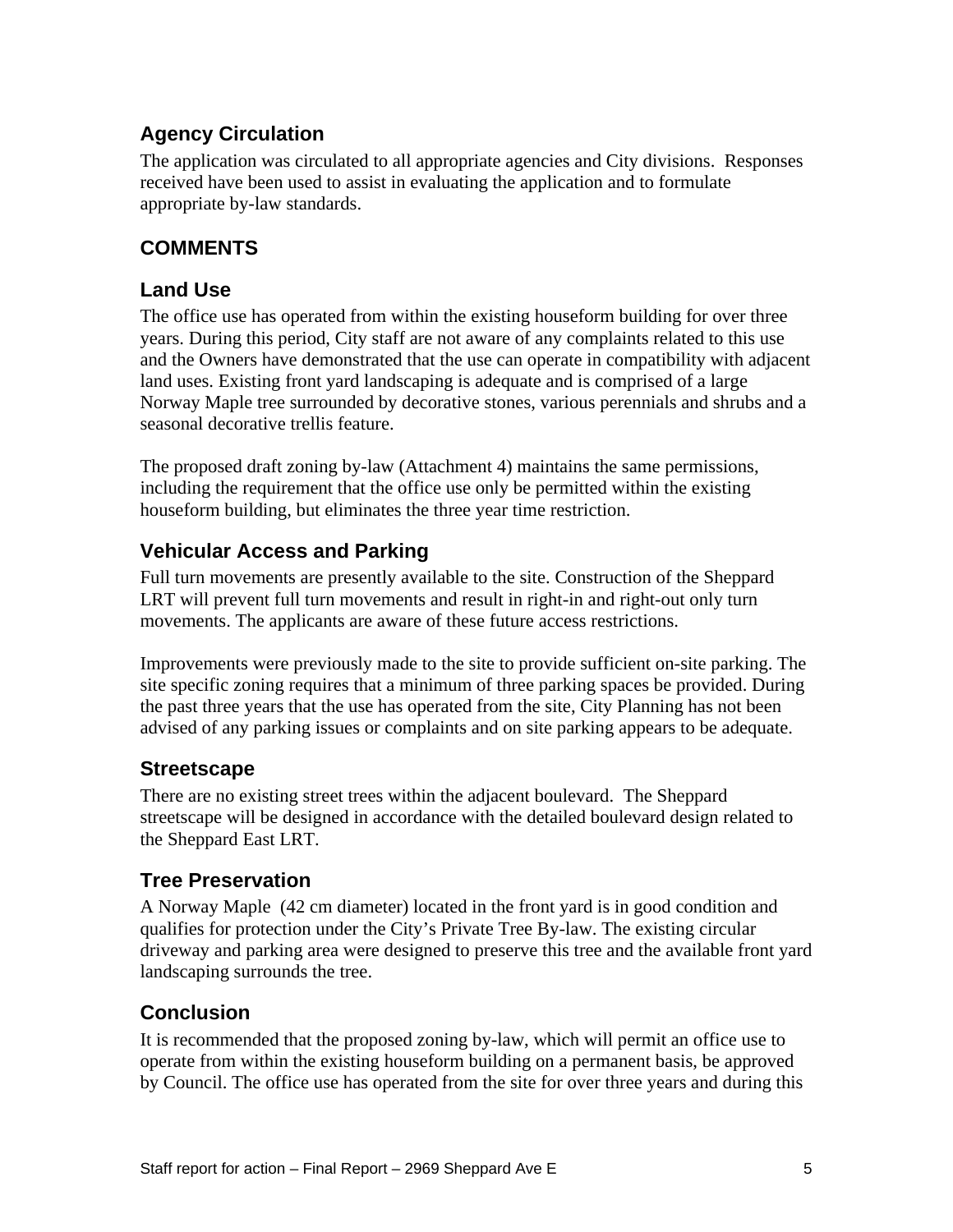### Agency Circulation

The application was circulated to all appropriate agencies and City divisions. Responses received have been used to assist in evaluating the application and to formulate appropriate by-law standards.

## COMMENTS

### Land Use

The office use has operated from within the existing houseform building for over three years. During this period, City staff are not aware of any complaints related to this use and the Owners have demonstrated that the use can operate in compatibility with adjacent land uses. Existing front yard landscaping is adequate and is comprised of a large Norway Maple tree surrounded by decorative stones, various perennials and shrubs and a seasonal decorative trellis feature.

The proposed draft zoning by-law (Attachment 4) maintains the same permissions, including the requirement that the office use only be permitted within the existing houseform building, but eliminates the three year time restriction.

### Vehicular Access and Parking

Full turn movements are presently available to the site. Construction of the Sheppard LRT will prevent full turn movements and result in right-in and right-out only turn movements. The applicants are aware of these future access restrictions.

Improvements were previously made to the site to provide sufficient on-site parking. The site specific zoning requires that a minimum of three parking spaces be provided. During the past three years that the use has operated from the site, City Planning has not been advised of any parking issues or complaints and on site parking appears to be adequate.

### Streetscape

There are no existing street trees within the adjacent boulevard. The Sheppard streetscape will be designed in accordance with the detailed boulevard design related to the Sheppard East LRT.

### Tree Preservation

A Norway Maple (42 cm diameter) located in the front yard is in good condition and qualifies for protection under the City's Private Tree By-law. The existing circular driveway and parking area were designed to preserve this tree and the available front yard landscaping surrounds the tree.

### Conclusion

It is recommended that the proposed zoning by-law, which will permit an office use to operate from within the existing houseform building on a permanent basis, be approved by Council. The office use has operated from the site for over three years and during this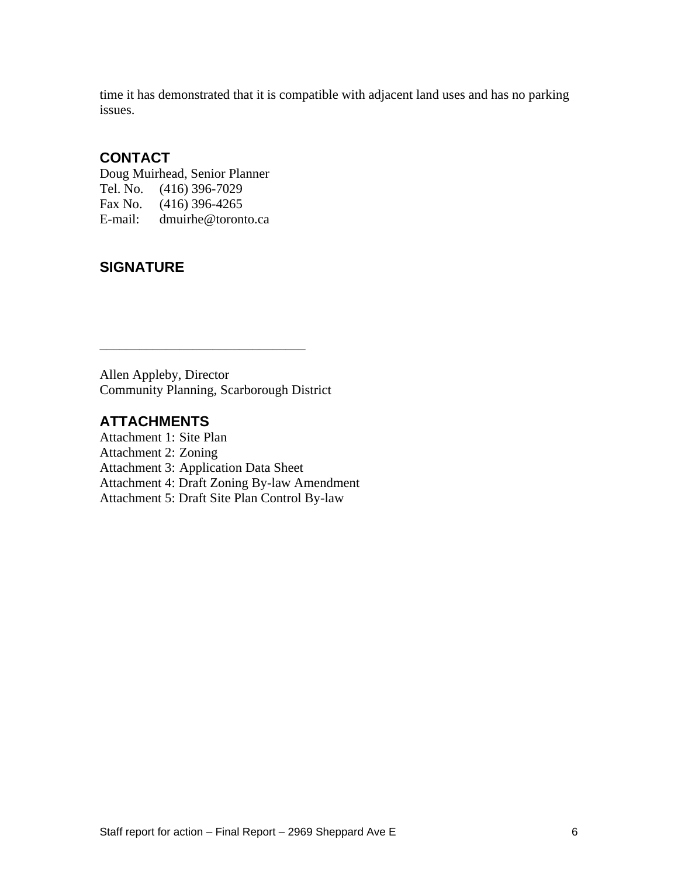time it has demonstrated that it is compatible with adjacent land uses and has no parking issues.

## CONTACT

Doug Muirhead, Senior Planner
Tel. No. (416) 396-7029
Fax No. (416) 396-4265
E-mail: dmuirhe@toronto.ca

## SIGNATURE

_______________________________

Allen Appleby, Director
Community Planning, Scarborough District

## ATTACHMENTS

Attachment 1: Site Plan
Attachment 2: Zoning
Attachment 3: Application Data Sheet
Attachment 4: Draft Zoning By-law Amendment
Attachment 5: Draft Site Plan Control By-law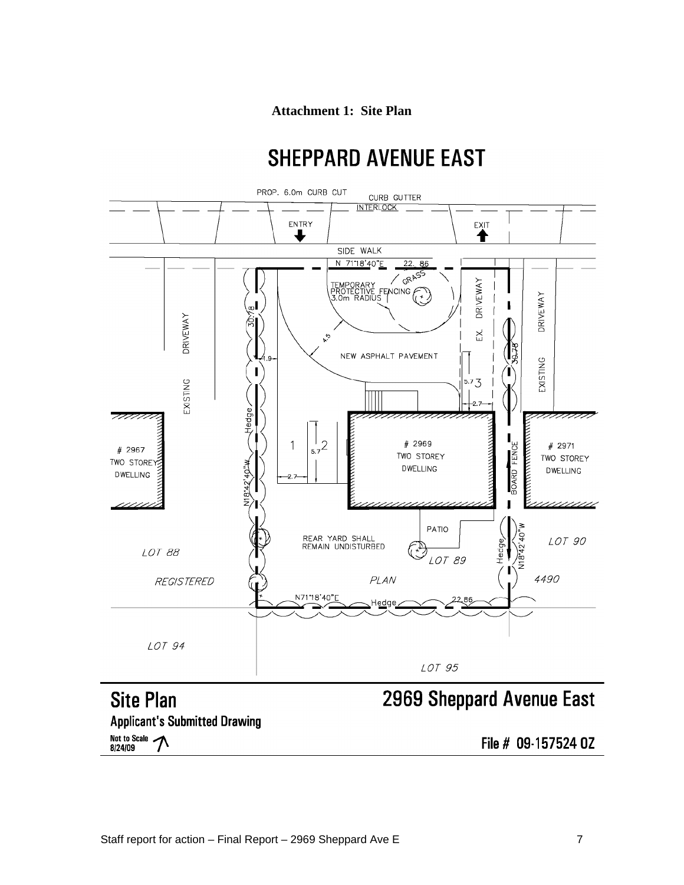**Attachment 1: Site Plan**

SHEPPARD AVENUE EAST

PROP. 6.0m CURB CUT

CURB GUTTER

INTERLOCK

ENTRY

EXIT

SIDE WALK

N 71°18'40"E 22.86

GRASS

TEMPORARY PROTECTIVE FENCING 3.0m RADIUS

EX. DRIVEWAY

EXISTING DRIVEWAY

30.78

4.5

NEW ASPHALT PAVEMENT

1.9

5.7

3

2.7

Hedge

1

2

5.7

2.7

# 2967 TWO STOREY DWELLING

# 2969 TWO STOREY DWELLING

# 2971 TWO STOREY DWELLING

N18°42'40"W

BOARD FENCE

PATIO

REAR YARD SHALL REMAIN UNDISTURBED

LOT 88

LOT 89

LOT 90

REGISTERED

PLAN

4490

N71°18'40"E

22.86

LOT 94

LOT 95

## Site Plan

## 2969 Sheppard Avenue East

**Applicant's Submitted Drawing**

Not to Scale
8/24/09

File # 09-157524 OZ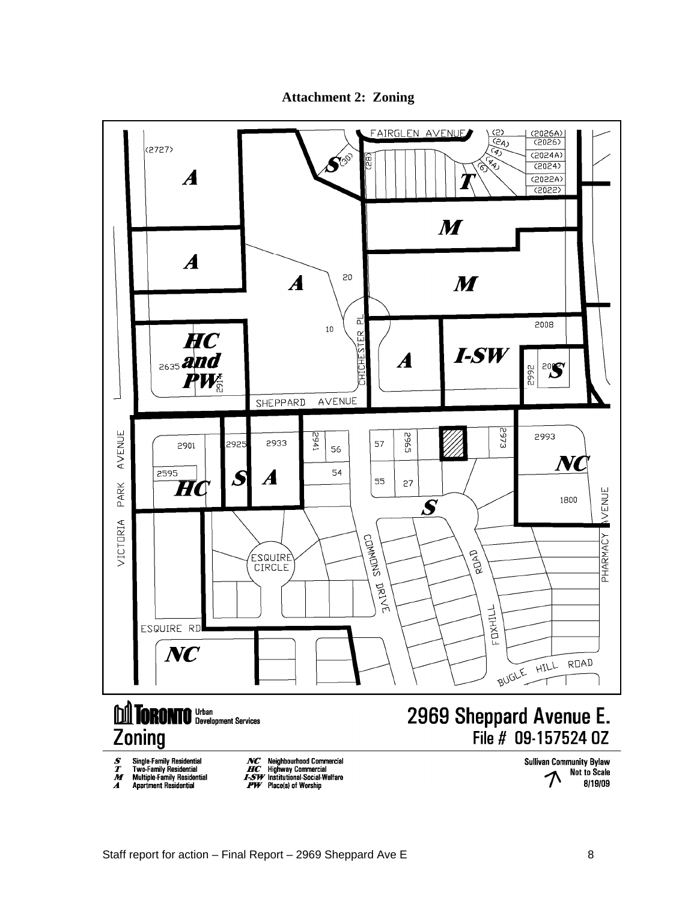**Attachment 2: Zoning**

Zoning

2969 Sheppard Avenue E.

File # 09-157524 OZ

*S* Single-Family Residential
*T* Two-Family Residential
*M* Multiple-Family Residential
*A* Apartment Residential

*NC* Neighbourhood Commercial
*HC* Highway Commercial
*I-SW* Institutional-Social-Welfare
*PW* Place(s) of Worship

Sullivan Community Bylaw
Not to Scale
8/19/09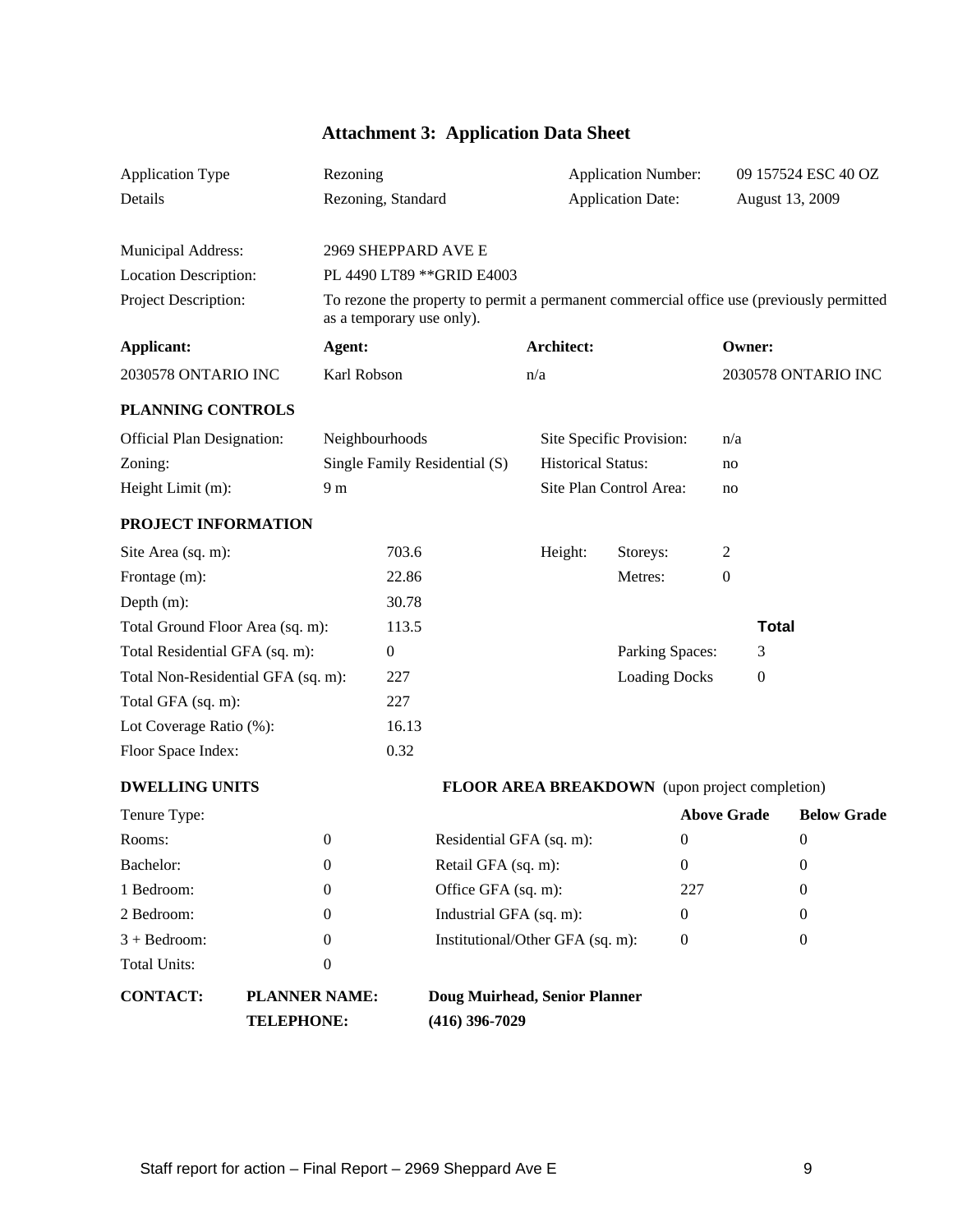# Attachment 3: Application Data Sheet

| | | | |
|---|---|---|---|
| Application Type | Rezoning | Application Number: | 09 157524 ESC 40 OZ |
| Details | Rezoning, Standard | Application Date: | August 13, 2009 |

| | |
|---|---|
| Municipal Address: | 2969 SHEPPARD AVE E |
| Location Description: | PL 4490 LT89 **GRID E4003 |
| Project Description: | To rezone the property to permit a permanent commercial office use (previously permitted as a temporary use only). |

| **Applicant:** | **Agent:** | **Architect:** | **Owner:** |
|---|---|---|---|
| 2030578 ONTARIO INC | Karl Robson | n/a | 2030578 ONTARIO INC |

**PLANNING CONTROLS**

| | | | |
|---|---|---|---|
| Official Plan Designation: | Neighbourhoods | Site Specific Provision: | n/a |
| Zoning: | Single Family Residential (S) | Historical Status: | no |
| Height Limit (m): | 9 m | Site Plan Control Area: | no |

**PROJECT INFORMATION**

| | | | | |
|---|---|---|---|---|
| Site Area (sq. m): | 703.6 | Height: | Storeys: | 2 |
| Frontage (m): | 22.86 | | Metres: | 0 |
| Depth (m): | 30.78 | | | |
| Total Ground Floor Area (sq. m): | 113.5 | | | **Total** |
| Total Residential GFA (sq. m): | 0 | | Parking Spaces: | 3 |
| Total Non-Residential GFA (sq. m): | 227 | | Loading Docks | 0 |
| Total GFA (sq. m): | 227 | | | |
| Lot Coverage Ratio (%): | 16.13 | | | |
| Floor Space Index: | 0.32 | | | |

| **DWELLING UNITS** | | **FLOOR AREA BREAKDOWN** (upon project completion) | | |
|---|---|---|---|---|
| Tenure Type: | | | **Above Grade** | **Below Grade** |
| Rooms: | 0 | Residential GFA (sq. m): | 0 | 0 |
| Bachelor: | 0 | Retail GFA (sq. m): | 0 | 0 |
| 1 Bedroom: | 0 | Office GFA (sq. m): | 227 | 0 |
| 2 Bedroom: | 0 | Industrial GFA (sq. m): | 0 | 0 |
| 3 + Bedroom: | 0 | Institutional/Other GFA (sq. m): | 0 | 0 |
| Total Units: | 0 | | | |

| | | |
|---|---|---|
| **CONTACT:** | **PLANNER NAME:** | **Doug Muirhead, Senior Planner** |
| | **TELEPHONE:** | **(416) 396-7029** |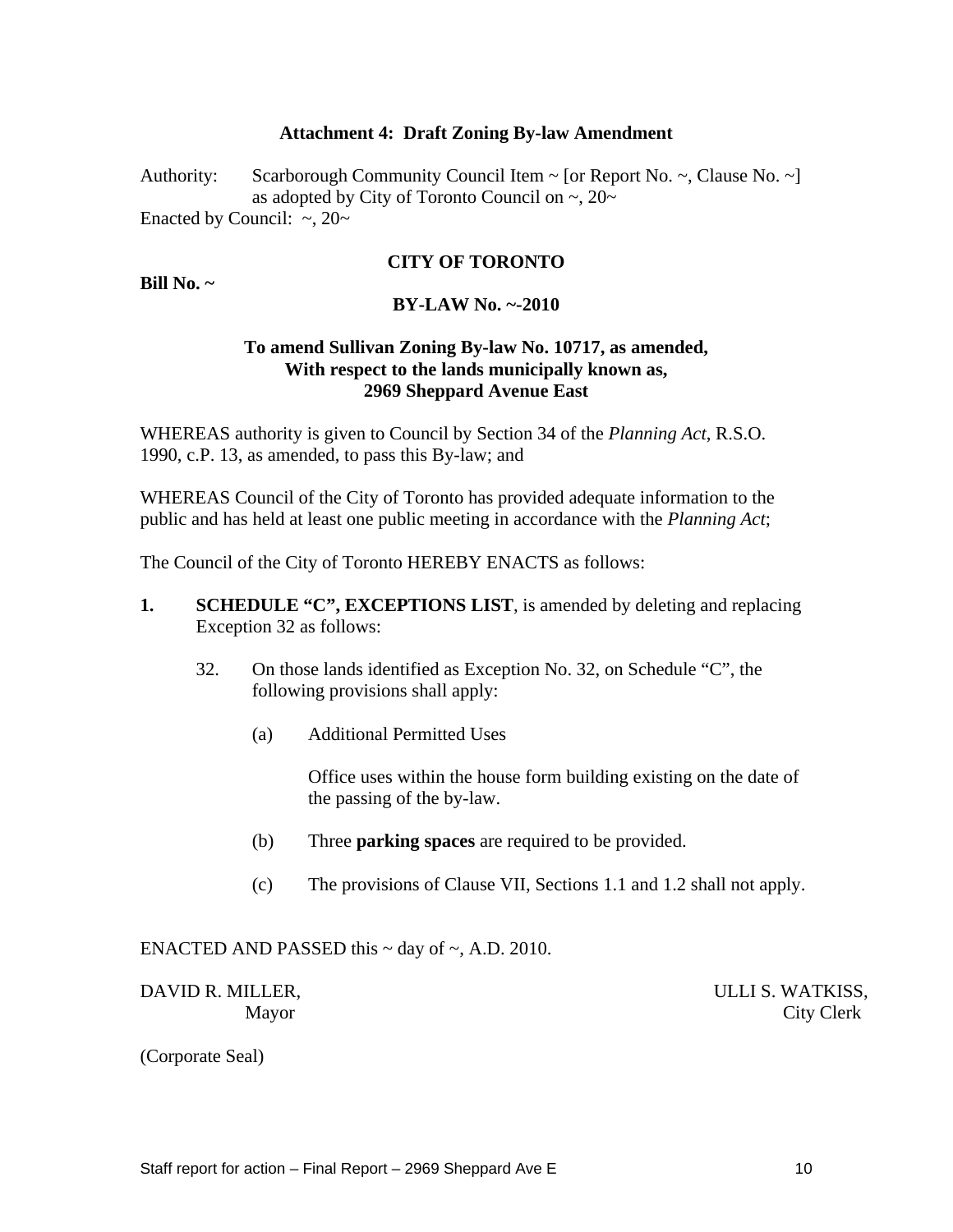**Attachment 4: Draft Zoning By-law Amendment**

Authority: Scarborough Community Council Item ~ [or Report No. ~, Clause No. ~] as adopted by City of Toronto Council on ~, 20~

Enacted by Council: ~, 20~

**CITY OF TORONTO**

**Bill No. ~**

**BY-LAW No. ~-2010**

**To amend Sullivan Zoning By-law No. 10717, as amended, With respect to the lands municipally known as, 2969 Sheppard Avenue East**

WHEREAS authority is given to Council by Section 34 of the *Planning Act*, R.S.O. 1990, c.P. 13, as amended, to pass this By-law; and

WHEREAS Council of the City of Toronto has provided adequate information to the public and has held at least one public meeting in accordance with the *Planning Act*;

The Council of the City of Toronto HEREBY ENACTS as follows:

**1.** **SCHEDULE "C", EXCEPTIONS LIST**, is amended by deleting and replacing Exception 32 as follows:

32. On those lands identified as Exception No. 32, on Schedule "C", the following provisions shall apply:

(a) Additional Permitted Uses

Office uses within the house form building existing on the date of the passing of the by-law.

(b) Three **parking spaces** are required to be provided.

(c) The provisions of Clause VII, Sections 1.1 and 1.2 shall not apply.

ENACTED AND PASSED this ~ day of ~, A.D. 2010.

DAVID R. MILLER, Mayor

ULLI S. WATKISS, City Clerk

(Corporate Seal)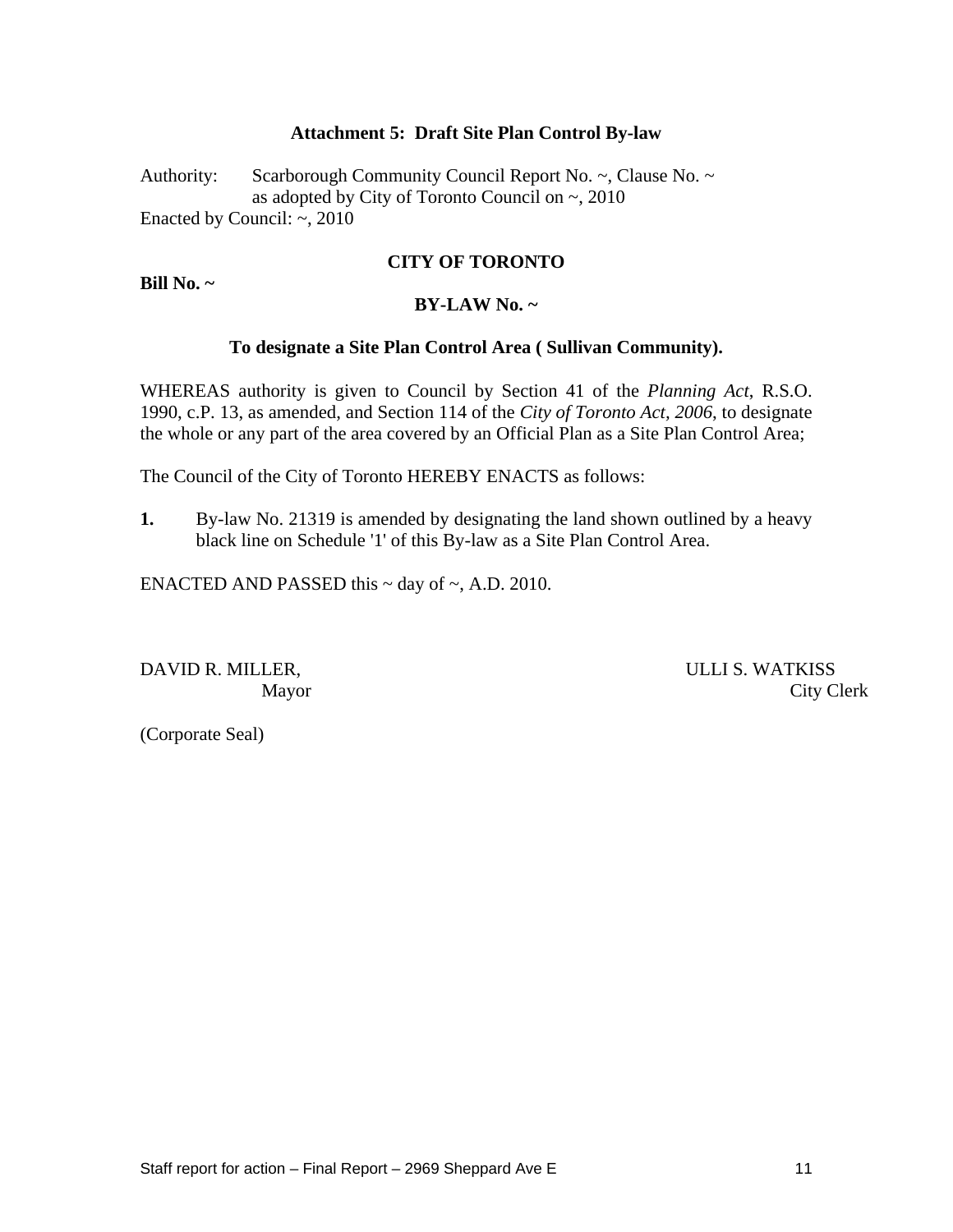## Attachment 5: Draft Site Plan Control By-law

Authority: Scarborough Community Council Report No. ~, Clause No. ~ as adopted by City of Toronto Council on ~, 2010

Enacted by Council: ~, 2010

**CITY OF TORONTO**

**Bill No. ~**

**BY-LAW No. ~**

**To designate a Site Plan Control Area ( Sullivan Community).**

WHEREAS authority is given to Council by Section 41 of the *Planning Act*, R.S.O. 1990, c.P. 13, as amended, and Section 114 of the *City of Toronto Act, 2006*, to designate the whole or any part of the area covered by an Official Plan as a Site Plan Control Area;

The Council of the City of Toronto HEREBY ENACTS as follows:

**1.** By-law No. 21319 is amended by designating the land shown outlined by a heavy black line on Schedule '1' of this By-law as a Site Plan Control Area.

ENACTED AND PASSED this ~ day of ~, A.D. 2010.

DAVID R. MILLER,
Mayor

ULLI S. WATKISS
City Clerk

(Corporate Seal)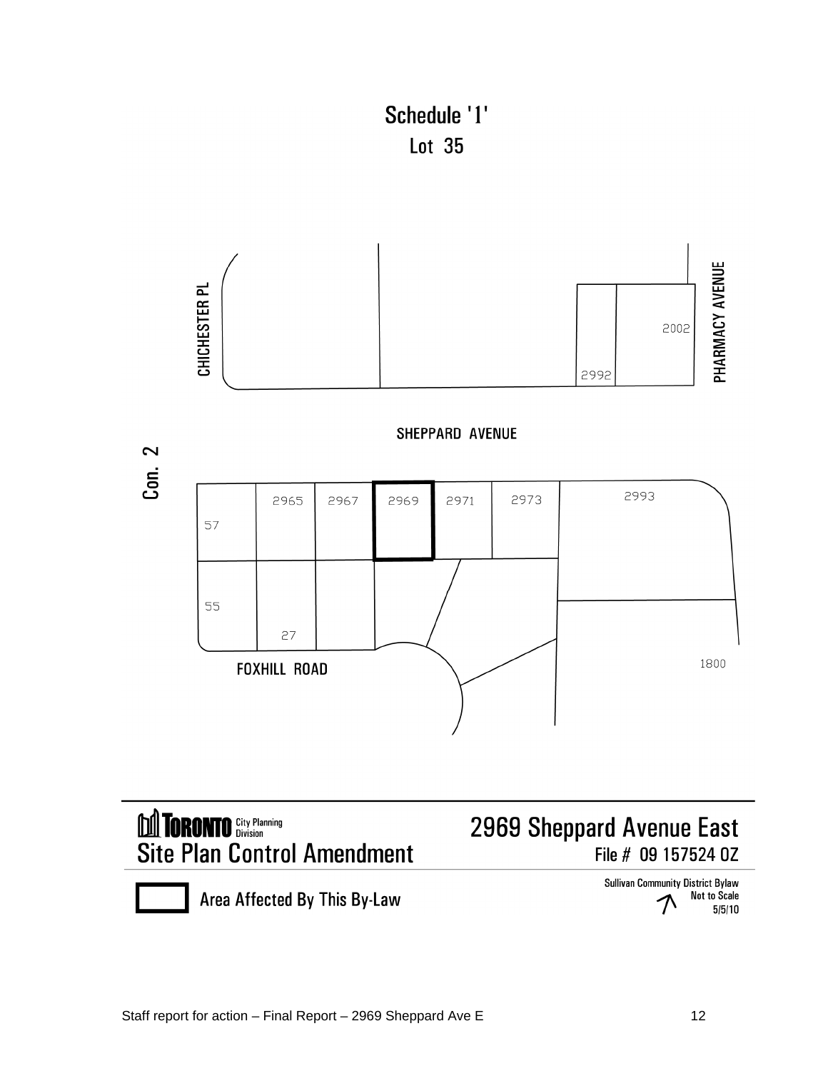# Schedule '1'

## Lot 35

CHICHESTER PL

PHARMACY AVENUE

2002

2992

SHEPPARD AVENUE

Con. 2

2965 2967 2969 2971 2973 2993

57

55

27

FOXHILL ROAD

1800

**TORONTO** City Planning Division

Site Plan Control Amendment

2969 Sheppard Avenue East

File # 09 157524 OZ

Area Affected By This By-Law

Sullivan Community District Bylaw

Not to Scale

5/5/10